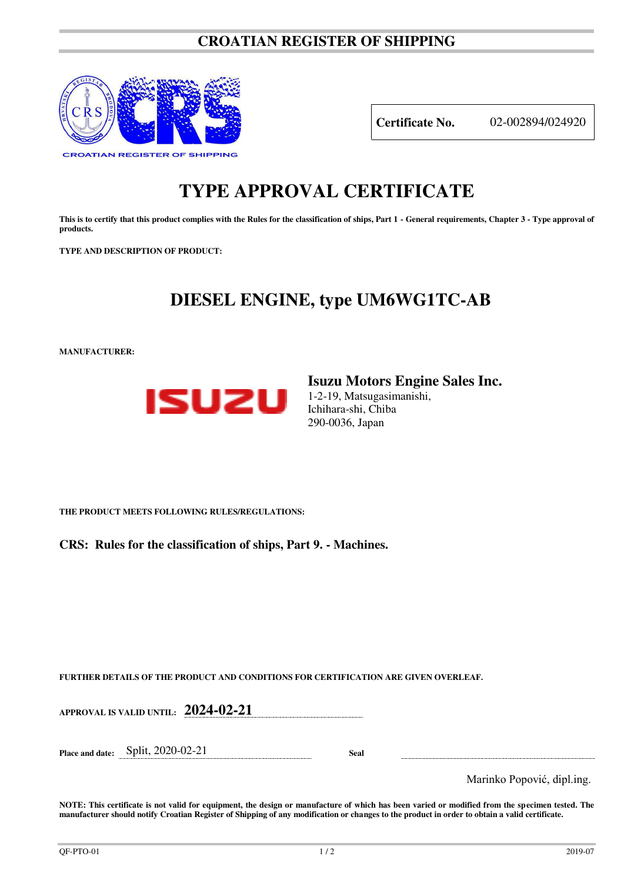# CROATIAN REGISTER OF SHIPPING

CROATIAN REGISTER OF SHIPPING

| **Certificate No.** | 02-002894/024920 |
|---|---|

# TYPE APPROVAL CERTIFICATE

**This is to certify that this product complies with the Rules for the classification of ships, Part 1 - General requirements, Chapter 3 - Type approval of products.**

**TYPE AND DESCRIPTION OF PRODUCT:**

## DIESEL ENGINE, type UM6WG1TC-AB

**MANUFACTURER:**

ISUZU

**Isuzu Motors Engine Sales Inc.**
1-2-19, Matsugasimanishi,
Ichihara-shi, Chiba
290-0036, Japan

**THE PRODUCT MEETS FOLLOWING RULES/REGULATIONS:**

**CRS: Rules for the classification of ships, Part 9. - Machines.**

**FURTHER DETAILS OF THE PRODUCT AND CONDITIONS FOR CERTIFICATION ARE GIVEN OVERLEAF.**

**APPROVAL IS VALID UNTIL:** **2024-02-21**

**Place and date:** Split, 2020-02-21 **Seal**

Marinko Popović, dipl.ing.

**NOTE: This certificate is not valid for equipment, the design or manufacture of which has been varied or modified from the specimen tested. The manufacturer should notify Croatian Register of Shipping of any modification or changes to the product in order to obtain a valid certificate.**

QF-PTO-01 2019-07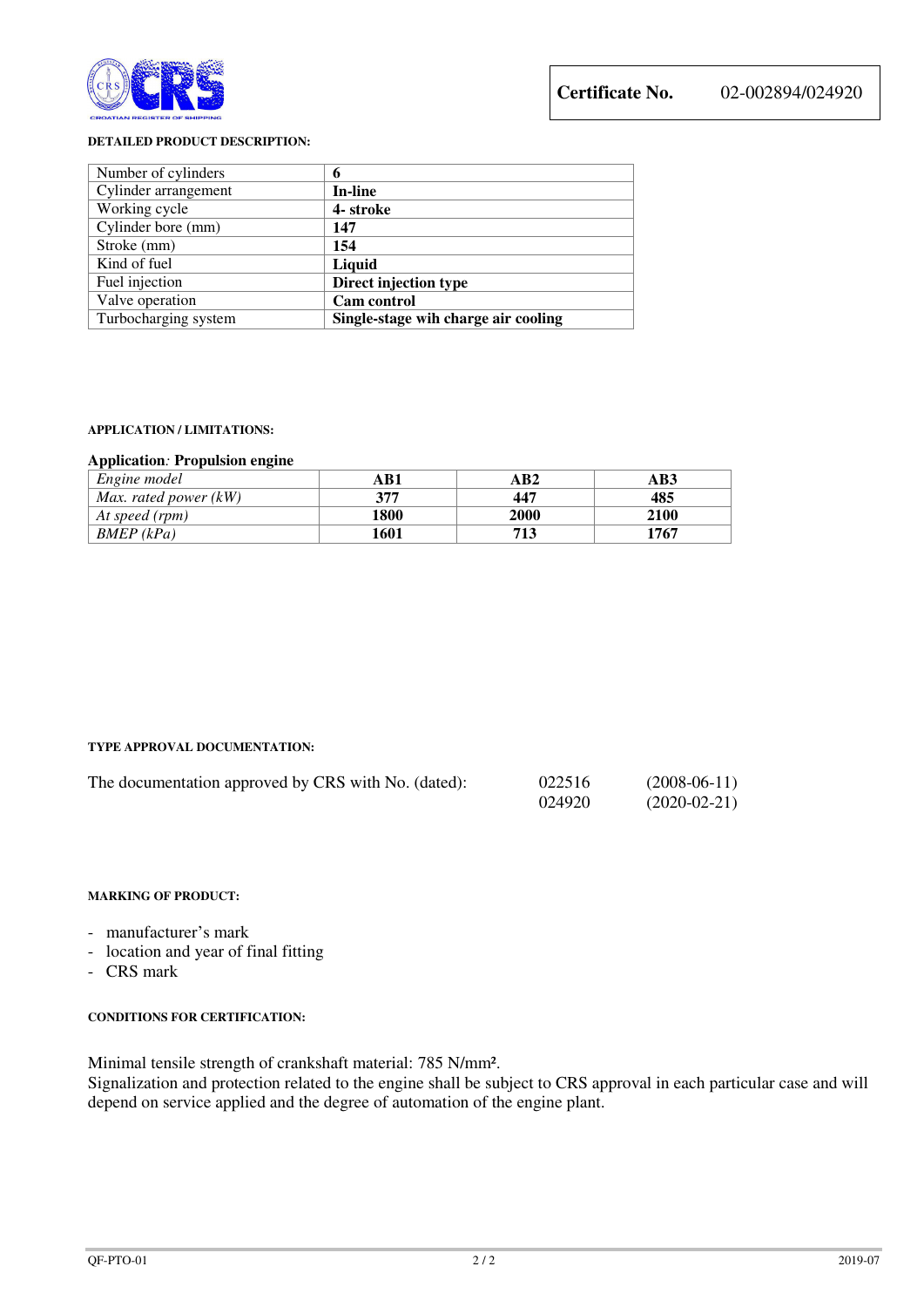**Certificate No.** 02-002894/024920

**DETAILED PRODUCT DESCRIPTION:**

| | |
|---|---|
| Number of cylinders | **6** |
| Cylinder arrangement | **In-line** |
| Working cycle | **4- stroke** |
| Cylinder bore (mm) | **147** |
| Stroke (mm) | **154** |
| Kind of fuel | **Liquid** |
| Fuel injection | **Direct injection type** |
| Valve operation | **Cam control** |
| Turbocharging system | **Single-stage wih charge air cooling** |

**APPLICATION / LIMITATIONS:**

**Application***:* **Propulsion engine**

| *Engine model* | **AB1** | **AB2** | **AB3** |
|---|---|---|---|
| *Max. rated power (kW)* | **377** | **447** | **485** |
| *At speed (rpm)* | **1800** | **2000** | **2100** |
| *BMEP (kPa)* | **1601** | **713** | **1767** |

**TYPE APPROVAL DOCUMENTATION:**

| | | |
|---|---|---|
| The documentation approved by CRS with No. (dated): | 022516 | (2008-06-11) |
| | 024920 | (2020-02-21) |

**MARKING OF PRODUCT:**

- manufacturer's mark
- location and year of final fitting
- CRS mark

**CONDITIONS FOR CERTIFICATION:**

Minimal tensile strength of crankshaft material: 785 N/mm².
Signalization and protection related to the engine shall be subject to CRS approval in each particular case and will depend on service applied and the degree of automation of the engine plant.

QF-PTO-01 2019-07